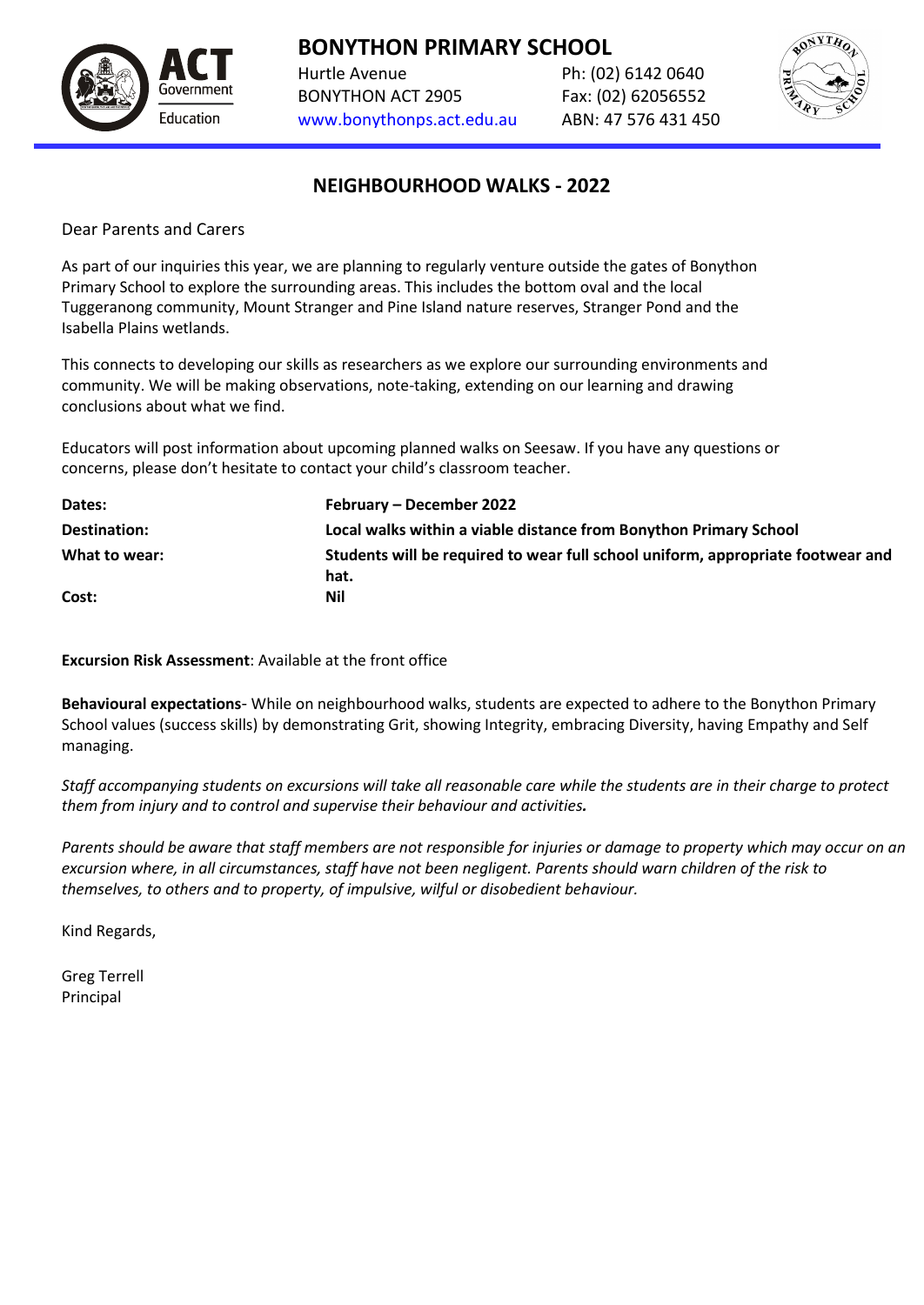# BONYTHON PRIMARY SCHOOL

Hurtle Avenue
BONYTHON ACT 2905
www.bonythonps.act.edu.au

Ph: (02) 6142 0640
Fax: (02) 62056552
ABN: 47 576 431 450

## NEIGHBOURHOOD WALKS - 2022

Dear Parents and Carers

As part of our inquiries this year, we are planning to regularly venture outside the gates of Bonython Primary School to explore the surrounding areas. This includes the bottom oval and the local Tuggeranong community, Mount Stranger and Pine Island nature reserves, Stranger Pond and the Isabella Plains wetlands.

This connects to developing our skills as researchers as we explore our surrounding environments and community. We will be making observations, note-taking, extending on our learning and drawing conclusions about what we find.

Educators will post information about upcoming planned walks on Seesaw. If you have any questions or concerns, please don't hesitate to contact your child's classroom teacher.

| | |
|---|---|
| **Dates:** | **February – December 2022** |
| **Destination:** | **Local walks within a viable distance from Bonython Primary School** |
| **What to wear:** | **Students will be required to wear full school uniform, appropriate footwear and hat.** |
| **Cost:** | **Nil** |

**Excursion Risk Assessment**: Available at the front office

**Behavioural expectations**- While on neighbourhood walks, students are expected to adhere to the Bonython Primary School values (success skills) by demonstrating Grit, showing Integrity, embracing Diversity, having Empathy and Self managing.

*Staff accompanying students on excursions will take all reasonable care while the students are in their charge to protect them from injury and to control and supervise their behaviour and activities.*

*Parents should be aware that staff members are not responsible for injuries or damage to property which may occur on an excursion where, in all circumstances, staff have not been negligent. Parents should warn children of the risk to themselves, to others and to property, of impulsive, wilful or disobedient behaviour.*

Kind Regards,

Greg Terrell
Principal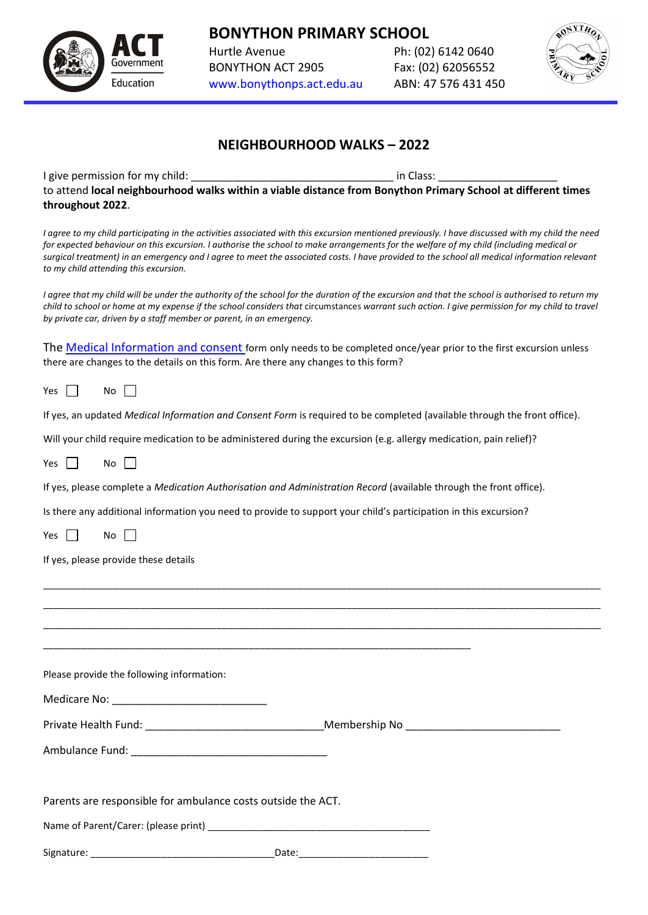**BONYTHON PRIMARY SCHOOL**

Hurtle Avenue
BONYTHON ACT 2905
www.bonythonps.act.edu.au

Ph: (02) 6142 0640
Fax: (02) 62056552
ABN: 47 576 431 450

## NEIGHBOURHOOD WALKS – 2022

I give permission for my child: ________________________________ in Class: ___________________
to attend **local neighbourhood walks within a viable distance from Bonython Primary School at different times throughout 2022**.

*I agree to my child participating in the activities associated with this excursion mentioned previously. I have discussed with my child the need for expected behaviour on this excursion. I authorise the school to make arrangements for the welfare of my child (including medical or surgical treatment) in an emergency and I agree to meet the associated costs. I have provided to the school all medical information relevant to my child attending this excursion.*

*I agree that my child will be under the authority of the school for the duration of the excursion and that the school is authorised to return my child to school or home at my expense if the school considers that* circumstances *warrant such action. I give permission for my child to travel by private car, driven by a staff member or parent, in an emergency.*

The Medical Information and consent form only needs to be completed once/year prior to the first excursion unless there are changes to the details on this form. Are there any changes to this form?

Yes ☐ No ☐

If yes, an updated *Medical Information and Consent Form* is required to be completed (available through the front office).

Will your child require medication to be administered during the excursion (e.g. allergy medication, pain relief)?

Yes ☐ No ☐

If yes, please complete a *Medication Authorisation and Administration Record* (available through the front office).

Is there any additional information you need to provide to support your child's participation in this excursion?

Yes ☐ No ☐

If yes, please provide these details

______________________________________________________________________________________________

______________________________________________________________________________________________

______________________________________________________________________________________________

___________________________________________________________________________

Please provide the following information:

Medicare No: _________________________

Private Health Fund: _____________________________Membership No _________________________

Ambulance Fund: ________________________________

Parents are responsible for ambulance costs outside the ACT.

Name of Parent/Carer: (please print) ________________________________________

Signature: _________________________________Date:_______________________